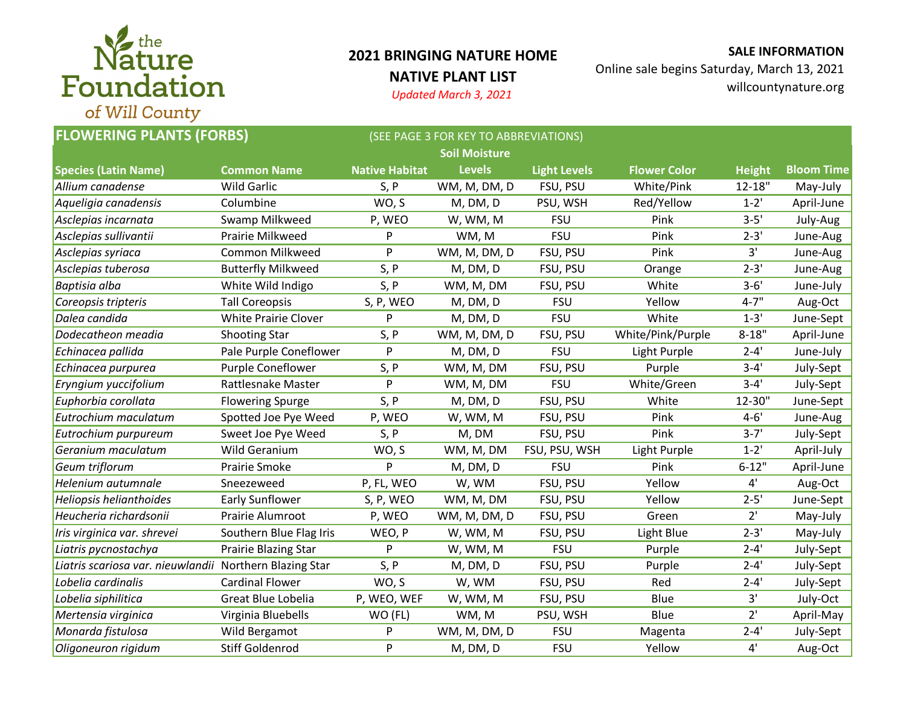the Nature Foundation of Will County

# 2021 BRINGING NATURE HOME NATIVE PLANT LIST

*Updated March 3, 2021*

**SALE INFORMATION**
Online sale begins Saturday, March 13, 2021
willcountynature.org

## FLOWERING PLANTS (FORBS)

(SEE PAGE 3 FOR KEY TO ABBREVIATIONS)

| Species (Latin Name) | Common Name | Native Habitat | Soil Moisture Levels | Light Levels | Flower Color | Height | Bloom Time |
|---|---|---|---|---|---|---|---|
| *Allium canadense* | Wild Garlic | S, P | WM, M, DM, D | FSU, PSU | White/Pink | 12-18" | May-July |
| *Aqueligia canadensis* | Columbine | WO, S | M, DM, D | PSU, WSH | Red/Yellow | 1-2' | April-June |
| *Asclepias incarnata* | Swamp Milkweed | P, WEO | W, WM, M | FSU | Pink | 3-5' | July-Aug |
| *Asclepias sullivantii* | Prairie Milkweed | P | WM, M | FSU | Pink | 2-3' | June-Aug |
| *Asclepias syriaca* | Common Milkweed | P | WM, M, DM, D | FSU, PSU | Pink | 3' | June-Aug |
| *Asclepias tuberosa* | Butterfly Milkweed | S, P | M, DM, D | FSU, PSU | Orange | 2-3' | June-Aug |
| *Baptisia alba* | White Wild Indigo | S, P | WM, M, DM | FSU, PSU | White | 3-6' | June-July |
| *Coreopsis tripteris* | Tall Coreopsis | S, P, WEO | M, DM, D | FSU | Yellow | 4-7" | Aug-Oct |
| *Dalea candida* | White Prairie Clover | P | M, DM, D | FSU | White | 1-3' | June-Sept |
| *Dodecatheon meadia* | Shooting Star | S, P | WM, M, DM, D | FSU, PSU | White/Pink/Purple | 8-18" | April-June |
| *Echinacea pallida* | Pale Purple Coneflower | P | M, DM, D | FSU | Light Purple | 2-4' | June-July |
| *Echinacea purpurea* | Purple Coneflower | S, P | WM, M, DM | FSU, PSU | Purple | 3-4' | July-Sept |
| *Eryngium yuccifolium* | Rattlesnake Master | P | WM, M, DM | FSU | White/Green | 3-4' | July-Sept |
| *Euphorbia corollata* | Flowering Spurge | S, P | M, DM, D | FSU, PSU | White | 12-30" | June-Sept |
| *Eutrochium maculatum* | Spotted Joe Pye Weed | P, WEO | W, WM, M | FSU, PSU | Pink | 4-6' | June-Aug |
| *Eutrochium purpureum* | Sweet Joe Pye Weed | S, P | M, DM | FSU, PSU | Pink | 3-7' | July-Sept |
| *Geranium maculatum* | Wild Geranium | WO, S | WM, M, DM | FSU, PSU, WSH | Light Purple | 1-2' | April-July |
| *Geum triflorum* | Prairie Smoke | P | M, DM, D | FSU | Pink | 6-12" | April-June |
| *Helenium autumnale* | Sneezeweed | P, FL, WEO | W, WM | FSU, PSU | Yellow | 4' | Aug-Oct |
| *Heliopsis helianthoides* | Early Sunflower | S, P, WEO | WM, M, DM | FSU, PSU | Yellow | 2-5' | June-Sept |
| *Heucheria richardsonii* | Prairie Alumroot | P, WEO | WM, M, DM, D | FSU, PSU | Green | 2' | May-July |
| *Iris virginica var. shrevei* | Southern Blue Flag Iris | WEO, P | W, WM, M | FSU, PSU | Light Blue | 2-3' | May-July |
| *Liatris pycnostachya* | Prairie Blazing Star | P | W, WM, M | FSU | Purple | 2-4' | July-Sept |
| *Liatris scariosa var. nieuwlandii* | Northern Blazing Star | S, P | M, DM, D | FSU, PSU | Purple | 2-4' | July-Sept |
| *Lobelia cardinalis* | Cardinal Flower | WO, S | W, WM | FSU, PSU | Red | 2-4' | July-Sept |
| *Lobelia siphilitica* | Great Blue Lobelia | P, WEO, WEF | W, WM, M | FSU, PSU | Blue | 3' | July-Oct |
| *Mertensia virginica* | Virginia Bluebells | WO (FL) | WM, M | PSU, WSH | Blue | 2' | April-May |
| *Monarda fistulosa* | Wild Bergamot | P | WM, M, DM, D | FSU | Magenta | 2-4' | July-Sept |
| *Oligoneuron rigidum* | Stiff Goldenrod | P | M, DM, D | FSU | Yellow | 4' | Aug-Oct |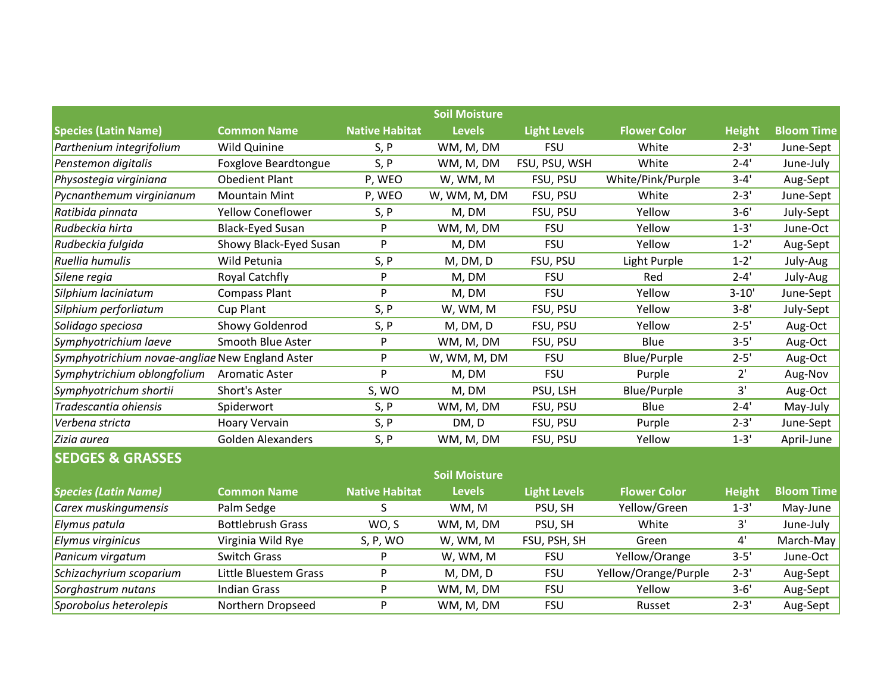| Species (Latin Name) | Common Name | Native Habitat | Soil Moisture Levels | Light Levels | Flower Color | Height | Bloom Time |
|---|---|---|---|---|---|---|---|
| *Parthenium integrifolium* | Wild Quinine | S, P | WM, M, DM | FSU | White | 2-3' | June-Sept |
| *Penstemon digitalis* | Foxglove Beardtongue | S, P | WM, M, DM | FSU, PSU, WSH | White | 2-4' | June-July |
| *Physostegia virginiana* | Obedient Plant | P, WEO | W, WM, M | FSU, PSU | White/Pink/Purple | 3-4' | Aug-Sept |
| *Pycnanthemum virginianum* | Mountain Mint | P, WEO | W, WM, M, DM | FSU, PSU | White | 2-3' | June-Sept |
| *Ratibida pinnata* | Yellow Coneflower | S, P | M, DM | FSU, PSU | Yellow | 3-6' | July-Sept |
| *Rudbeckia hirta* | Black-Eyed Susan | P | WM, M, DM | FSU | Yellow | 1-3' | June-Oct |
| *Rudbeckia fulgida* | Showy Black-Eyed Susan | P | M, DM | FSU | Yellow | 1-2' | Aug-Sept |
| *Ruellia humulis* | Wild Petunia | S, P | M, DM, D | FSU, PSU | Light Purple | 1-2' | July-Aug |
| *Silene regia* | Royal Catchfly | P | M, DM | FSU | Red | 2-4' | July-Aug |
| *Silphium laciniatum* | Compass Plant | P | M, DM | FSU | Yellow | 3-10' | June-Sept |
| *Silphium perforliatum* | Cup Plant | S, P | W, WM, M | FSU, PSU | Yellow | 3-8' | July-Sept |
| *Solidago speciosa* | Showy Goldenrod | S, P | M, DM, D | FSU, PSU | Yellow | 2-5' | Aug-Oct |
| *Symphyotrichium laeve* | Smooth Blue Aster | P | WM, M, DM | FSU, PSU | Blue | 3-5' | Aug-Oct |
| *Symphyotrichium novae-angliae* | New England Aster | P | W, WM, M, DM | FSU | Blue/Purple | 2-5' | Aug-Oct |
| *Symphytrichium oblongfolium* | Aromatic Aster | P | M, DM | FSU | Purple | 2' | Aug-Nov |
| *Symphyotrichum shortii* | Short's Aster | S, WO | M, DM | PSU, LSH | Blue/Purple | 3' | Aug-Oct |
| *Tradescantia ohiensis* | Spiderwort | S, P | WM, M, DM | FSU, PSU | Blue | 2-4' | May-July |
| *Verbena stricta* | Hoary Vervain | S, P | DM, D | FSU, PSU | Purple | 2-3' | June-Sept |
| *Zizia aurea* | Golden Alexanders | S, P | WM, M, DM | FSU, PSU | Yellow | 1-3' | April-June |

## SEDGES & GRASSES

| *Species (Latin Name)* | Common Name | Native Habitat | Soil Moisture Levels | Light Levels | Flower Color | Height | Bloom Time |
|---|---|---|---|---|---|---|---|
| *Carex muskingumensis* | Palm Sedge | S | WM, M | PSU, SH | Yellow/Green | 1-3' | May-June |
| *Elymus patula* | Bottlebrush Grass | WO, S | WM, M, DM | PSU, SH | White | 3' | June-July |
| *Elymus virginicus* | Virginia Wild Rye | S, P, WO | W, WM, M | FSU, PSH, SH | Green | 4' | March-May |
| *Panicum virgatum* | Switch Grass | P | W, WM, M | FSU | Yellow/Orange | 3-5' | June-Oct |
| *Schizachyrium scoparium* | Little Bluestem Grass | P | M, DM, D | FSU | Yellow/Orange/Purple | 2-3' | Aug-Sept |
| *Sorghastrum nutans* | Indian Grass | P | WM, M, DM | FSU | Yellow | 3-6' | Aug-Sept |
| *Sporobolus heterolepis* | Northern Dropseed | P | WM, M, DM | FSU | Russet | 2-3' | Aug-Sept |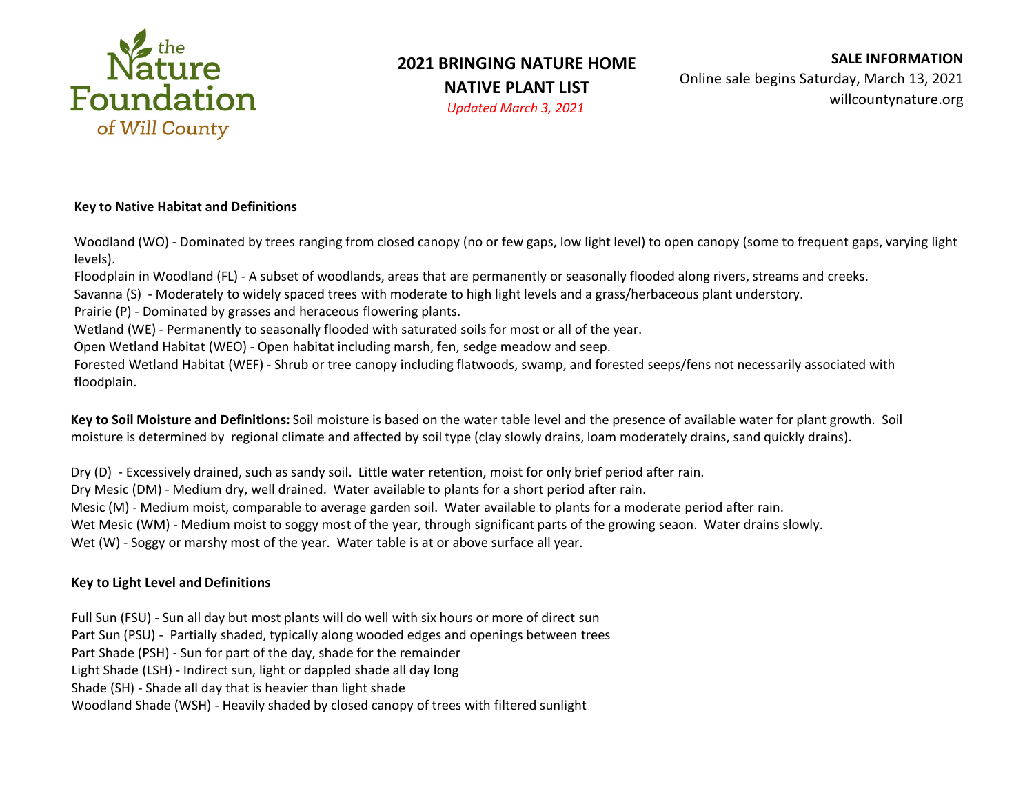the Nature Foundation of Will County

# 2021 BRINGING NATURE HOME NATIVE PLANT LIST

*Updated March 3, 2021*

**SALE INFORMATION**

Online sale begins Saturday, March 13, 2021

willcountynature.org

**Key to Native Habitat and Definitions**

Woodland (WO) - Dominated by trees ranging from closed canopy (no or few gaps, low light level) to open canopy (some to frequent gaps, varying light levels).

Floodplain in Woodland (FL) - A subset of woodlands, areas that are permanently or seasonally flooded along rivers, streams and creeks.

Savanna (S) - Moderately to widely spaced trees with moderate to high light levels and a grass/herbaceous plant understory.

Prairie (P) - Dominated by grasses and heraceous flowering plants.

Wetland (WE) - Permanently to seasonally flooded with saturated soils for most or all of the year.

Open Wetland Habitat (WEO) - Open habitat including marsh, fen, sedge meadow and seep.

Forested Wetland Habitat (WEF) - Shrub or tree canopy including flatwoods, swamp, and forested seeps/fens not necessarily associated with floodplain.

**Key to Soil Moisture and Definitions:** Soil moisture is based on the water table level and the presence of available water for plant growth. Soil moisture is determined by regional climate and affected by soil type (clay slowly drains, loam moderately drains, sand quickly drains).

Dry (D) - Excessively drained, such as sandy soil. Little water retention, moist for only brief period after rain.

Dry Mesic (DM) - Medium dry, well drained. Water available to plants for a short period after rain.

Mesic (M) - Medium moist, comparable to average garden soil. Water available to plants for a moderate period after rain.

Wet Mesic (WM) - Medium moist to soggy most of the year, through significant parts of the growing seaon. Water drains slowly.

Wet (W) - Soggy or marshy most of the year. Water table is at or above surface all year.

**Key to Light Level and Definitions**

Full Sun (FSU) - Sun all day but most plants will do well with six hours or more of direct sun

Part Sun (PSU) - Partially shaded, typically along wooded edges and openings between trees

Part Shade (PSH) - Sun for part of the day, shade for the remainder

Light Shade (LSH) - Indirect sun, light or dappled shade all day long

Shade (SH) - Shade all day that is heavier than light shade

Woodland Shade (WSH) - Heavily shaded by closed canopy of trees with filtered sunlight